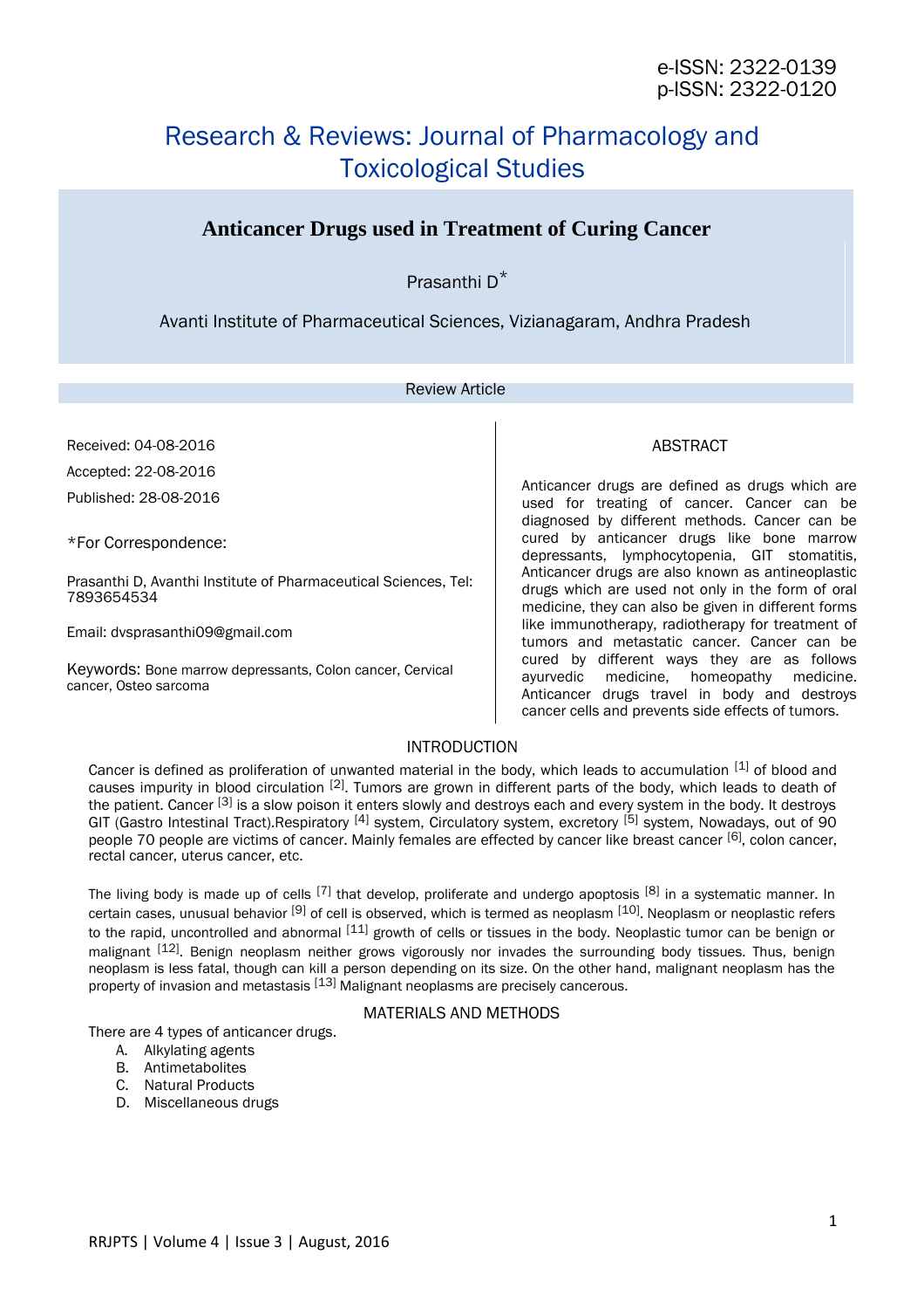e-ISSN: 2322-0139
p-ISSN: 2322-0120

Research & Reviews: Journal of Pharmacology and Toxicological Studies

# Anticancer Drugs used in Treatment of Curing Cancer

Prasanthi D*

Avanti Institute of Pharmaceutical Sciences, Vizianagaram, Andhra Pradesh

Review Article

Received: 04-08-2016

Accepted: 22-08-2016

Published: 28-08-2016

*For Correspondence:

Prasanthi D, Avanthi Institute of Pharmaceutical Sciences, Tel: 7893654534

Email: dvsprasanthi09@gmail.com

Keywords: Bone marrow depressants, Colon cancer, Cervical cancer, Osteo sarcoma

## ABSTRACT

Anticancer drugs are defined as drugs which are used for treating of cancer. Cancer can be diagnosed by different methods. Cancer can be cured by anticancer drugs like bone marrow depressants, lymphocytopenia, GIT stomatitis, Anticancer drugs are also known as antineoplastic drugs which are used not only in the form of oral medicine, they can also be given in different forms like immunotherapy, radiotherapy for treatment of tumors and metastatic cancer. Cancer can be cured by different ways they are as follows ayurvedic medicine, homeopathy medicine. Anticancer drugs travel in body and destroys cancer cells and prevents side effects of tumors.

## INTRODUCTION

Cancer is defined as proliferation of unwanted material in the body, which leads to accumulation [1] of blood and causes impurity in blood circulation [2]. Tumors are grown in different parts of the body, which leads to death of the patient. Cancer [3] is a slow poison it enters slowly and destroys each and every system in the body. It destroys GIT (Gastro Intestinal Tract).Respiratory [4] system, Circulatory system, excretory [5] system, Nowadays, out of 90 people 70 people are victims of cancer. Mainly females are effected by cancer like breast cancer [6], colon cancer, rectal cancer, uterus cancer, etc.

The living body is made up of cells [7] that develop, proliferate and undergo apoptosis [8] in a systematic manner. In certain cases, unusual behavior [9] of cell is observed, which is termed as neoplasm [10]. Neoplasm or neoplastic refers to the rapid, uncontrolled and abnormal [11] growth of cells or tissues in the body. Neoplastic tumor can be benign or malignant [12]. Benign neoplasm neither grows vigorously nor invades the surrounding body tissues. Thus, benign neoplasm is less fatal, though can kill a person depending on its size. On the other hand, malignant neoplasm has the property of invasion and metastasis [13] Malignant neoplasms are precisely cancerous.

## MATERIALS AND METHODS

There are 4 types of anticancer drugs.

A. Alkylating agents
B. Antimetabolites
C. Natural Products
D. Miscellaneous drugs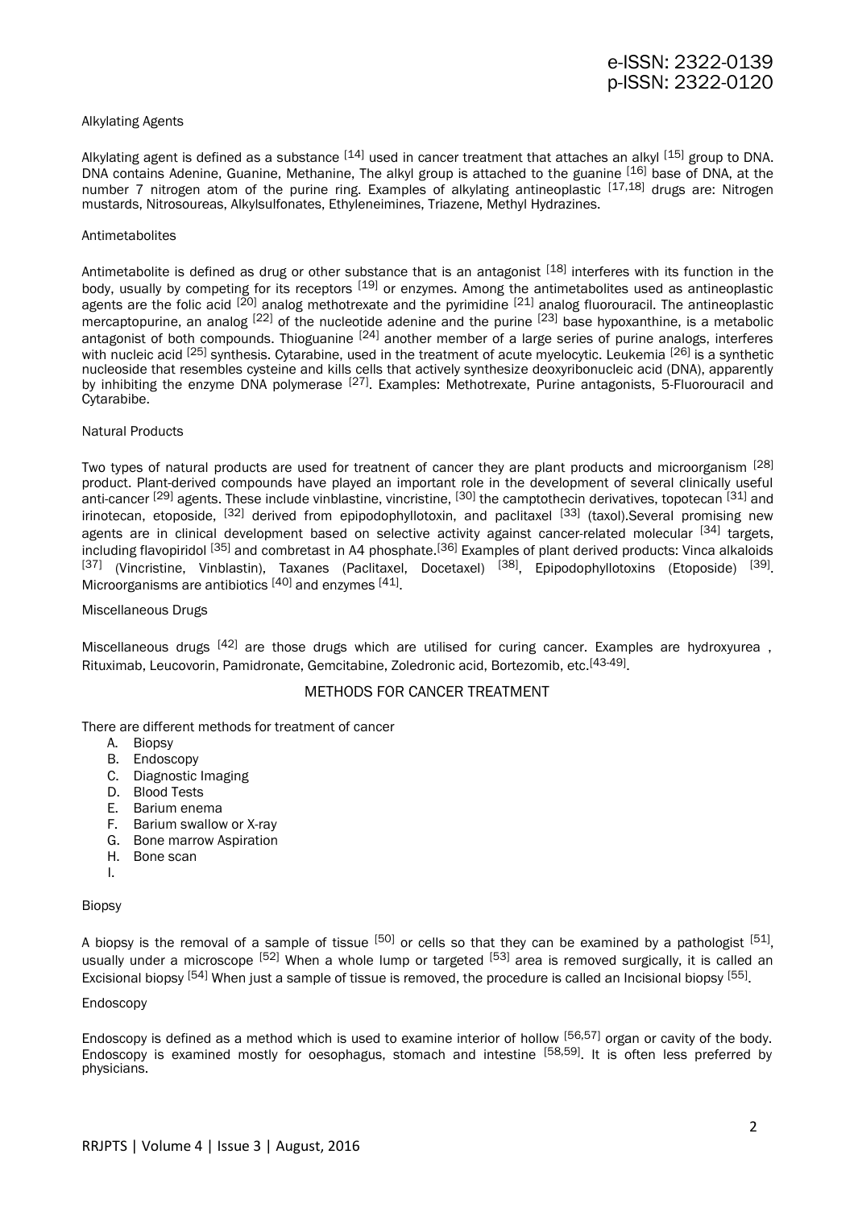### Alkylating Agents

Alkylating agent is defined as a substance [14] used in cancer treatment that attaches an alkyl [15] group to DNA. DNA contains Adenine, Guanine, Methanine, The alkyl group is attached to the guanine [16] base of DNA, at the number 7 nitrogen atom of the purine ring. Examples of alkylating antineoplastic [17,18] drugs are: Nitrogen mustards, Nitrosoureas, Alkylsulfonates, Ethyleneimines, Triazene, Methyl Hydrazines.

### Antimetabolites

Antimetabolite is defined as drug or other substance that is an antagonist [18] interferes with its function in the body, usually by competing for its receptors [19] or enzymes. Among the antimetabolites used as antineoplastic agents are the folic acid [20] analog methotrexate and the pyrimidine [21] analog fluorouracil. The antineoplastic mercaptopurine, an analog [22] of the nucleotide adenine and the purine [23] base hypoxanthine, is a metabolic antagonist of both compounds. Thioguanine [24] another member of a large series of purine analogs, interferes with nucleic acid [25] synthesis. Cytarabine, used in the treatment of acute myelocytic. Leukemia [26] is a synthetic nucleoside that resembles cysteine and kills cells that actively synthesize deoxyribonucleic acid (DNA), apparently by inhibiting the enzyme DNA polymerase [27]. Examples: Methotrexate, Purine antagonists, 5-Fluorouracil and Cytarabibe.

### Natural Products

Two types of natural products are used for treatnent of cancer they are plant products and microorganism [28] product. Plant-derived compounds have played an important role in the development of several clinically useful anti-cancer [29] agents. These include vinblastine, vincristine, [30] the camptothecin derivatives, topotecan [31] and irinotecan, etoposide, [32] derived from epipodophyllotoxin, and paclitaxel [33] (taxol).Several promising new agents are in clinical development based on selective activity against cancer-related molecular [34] targets, including flavopiridol [35] and combretast in A4 phosphate.[36] Examples of plant derived products: Vinca alkaloids [37] (Vincristine, Vinblastin), Taxanes (Paclitaxel, Docetaxel) [38], Epipodophyllotoxins (Etoposide) [39]. Microorganisms are antibiotics [40] and enzymes [41].

### Miscellaneous Drugs

Miscellaneous drugs [42] are those drugs which are utilised for curing cancer. Examples are hydroxyurea , Rituximab, Leucovorin, Pamidronate, Gemcitabine, Zoledronic acid, Bortezomib, etc.[43-49].

## METHODS FOR CANCER TREATMENT

There are different methods for treatment of cancer

A. Biopsy
B. Endoscopy
C. Diagnostic Imaging
D. Blood Tests
E. Barium enema
F. Barium swallow or X-ray
G. Bone marrow Aspiration
H. Bone scan
I.

### Biopsy

A biopsy is the removal of a sample of tissue [50] or cells so that they can be examined by a pathologist [51], usually under a microscope [52] When a whole lump or targeted [53] area is removed surgically, it is called an Excisional biopsy [54] When just a sample of tissue is removed, the procedure is called an Incisional biopsy [55].

### Endoscopy

Endoscopy is defined as a method which is used to examine interior of hollow [56,57] organ or cavity of the body. Endoscopy is examined mostly for oesophagus, stomach and intestine [58,59]. It is often less preferred by physicians.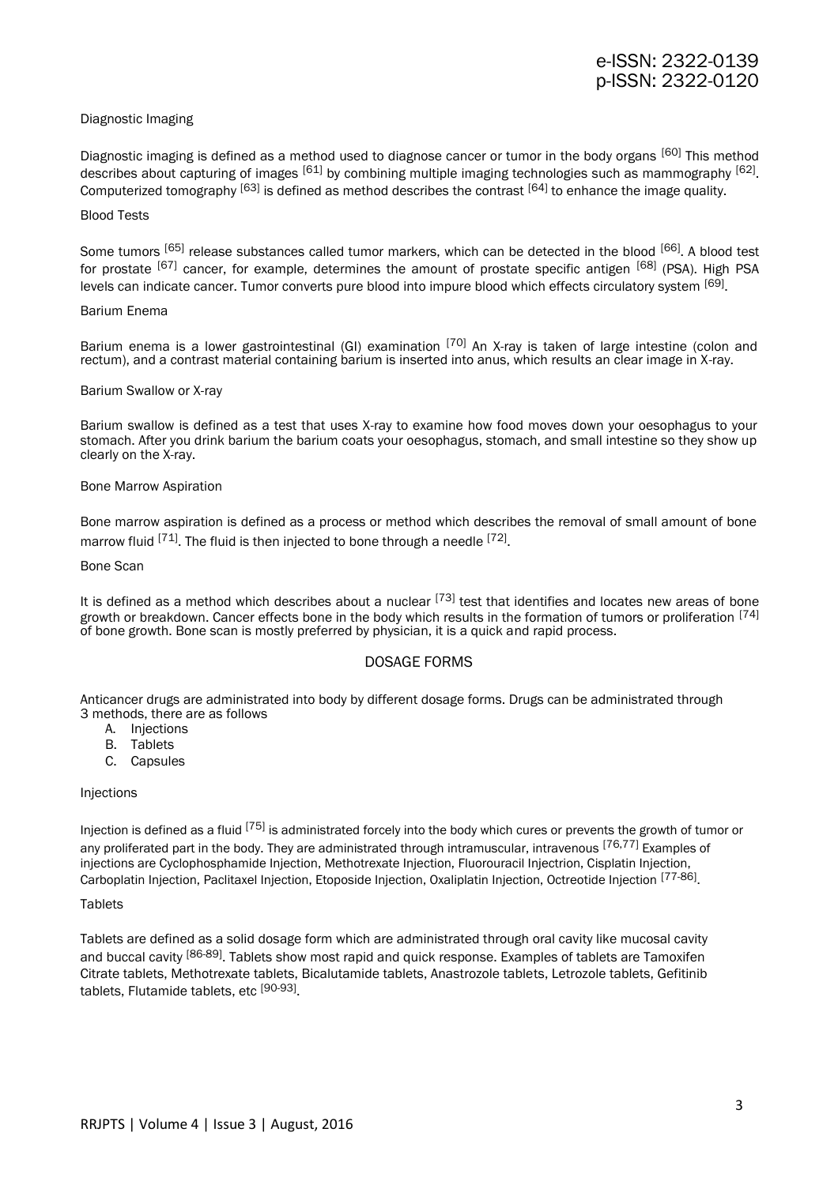### Diagnostic Imaging

Diagnostic imaging is defined as a method used to diagnose cancer or tumor in the body organs [60] This method describes about capturing of images [61] by combining multiple imaging technologies such as mammography [62]. Computerized tomography [63] is defined as method describes the contrast [64] to enhance the image quality.

### Blood Tests

Some tumors [65] release substances called tumor markers, which can be detected in the blood [66]. A blood test for prostate [67] cancer, for example, determines the amount of prostate specific antigen [68] (PSA). High PSA levels can indicate cancer. Tumor converts pure blood into impure blood which effects circulatory system [69].

### Barium Enema

Barium enema is a lower gastrointestinal (GI) examination [70] An X-ray is taken of large intestine (colon and rectum), and a contrast material containing barium is inserted into anus, which results an clear image in X-ray.

### Barium Swallow or X-ray

Barium swallow is defined as a test that uses X-ray to examine how food moves down your oesophagus to your stomach. After you drink barium the barium coats your oesophagus, stomach, and small intestine so they show up clearly on the X-ray.

### Bone Marrow Aspiration

Bone marrow aspiration is defined as a process or method which describes the removal of small amount of bone marrow fluid [71]. The fluid is then injected to bone through a needle [72].

### Bone Scan

It is defined as a method which describes about a nuclear [73] test that identifies and locates new areas of bone growth or breakdown. Cancer effects bone in the body which results in the formation of tumors or proliferation [74] of bone growth. Bone scan is mostly preferred by physician, it is a quick and rapid process.

## DOSAGE FORMS

Anticancer drugs are administrated into body by different dosage forms. Drugs can be administrated through 3 methods, there are as follows

A. Injections
B. Tablets
C. Capsules

### Injections

Injection is defined as a fluid [75] is administrated forcely into the body which cures or prevents the growth of tumor or any proliferated part in the body. They are administrated through intramuscular, intravenous [76,77] Examples of injections are Cyclophosphamide Injection, Methotrexate Injection, Fluorouracil Injectrion, Cisplatin Injection, Carboplatin Injection, Paclitaxel Injection, Etoposide Injection, Oxaliplatin Injection, Octreotide Injection [77-86].

### Tablets

Tablets are defined as a solid dosage form which are administrated through oral cavity like mucosal cavity and buccal cavity [86-89]. Tablets show most rapid and quick response. Examples of tablets are Tamoxifen Citrate tablets, Methotrexate tablets, Bicalutamide tablets, Anastrozole tablets, Letrozole tablets, Gefitinib tablets, Flutamide tablets, etc [90-93].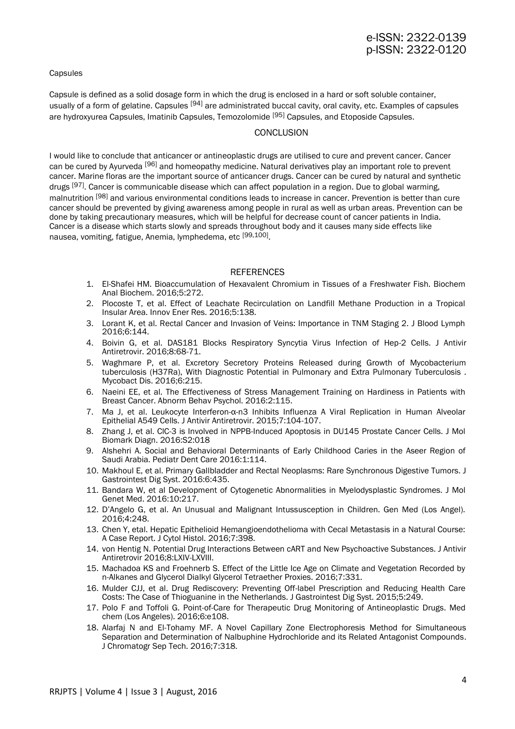Capsules

Capsule is defined as a solid dosage form in which the drug is enclosed in a hard or soft soluble container, usually of a form of gelatine. Capsules [94] are administrated buccal cavity, oral cavity, etc. Examples of capsules are hydroxyurea Capsules, Imatinib Capsules, Temozolomide [95] Capsules, and Etoposide Capsules.

## CONCLUSION

I would like to conclude that anticancer or antineoplastic drugs are utilised to cure and prevent cancer. Cancer can be cured by Ayurveda [96] and homeopathy medicine. Natural derivatives play an important role to prevent cancer. Marine floras are the important source of anticancer drugs. Cancer can be cured by natural and synthetic drugs [97]. Cancer is communicable disease which can affect population in a region. Due to global warming, malnutrition [98] and various environmental conditions leads to increase in cancer. Prevention is better than cure cancer should be prevented by giving awareness among people in rural as well as urban areas. Prevention can be done by taking precautionary measures, which will be helpful for decrease count of cancer patients in India. Cancer is a disease which starts slowly and spreads throughout body and it causes many side effects like nausea, vomiting, fatigue, Anemia, lymphedema, etc [99,100].

## REFERENCES

1. El-Shafei HM. Bioaccumulation of Hexavalent Chromium in Tissues of a Freshwater Fish. Biochem Anal Biochem. 2016;5:272.
2. Plocoste T, et al. Effect of Leachate Recirculation on Landfill Methane Production in a Tropical Insular Area. Innov Ener Res. 2016;5:138.
3. Lorant K, et al. Rectal Cancer and Invasion of Veins: Importance in TNM Staging 2. J Blood Lymph 2016;6:144.
4. Boivin G, et al. DAS181 Blocks Respiratory Syncytia Virus Infection of Hep-2 Cells. J Antivir Antiretrovir. 2016;8:68-71.
5. Waghmare P, et al. Excretory Secretory Proteins Released during Growth of Mycobacterium tuberculosis (H37Ra), With Diagnostic Potential in Pulmonary and Extra Pulmonary Tuberculosis . Mycobact Dis. 2016;6:215.
6. Naeini EE, et al. The Effectiveness of Stress Management Training on Hardiness in Patients with Breast Cancer. Abnorm Behav Psychol. 2016:2:115.
7. Ma J, et al. Leukocyte Interferon-α-n3 Inhibits Influenza A Viral Replication in Human Alveolar Epithelial A549 Cells. J Antivir Antiretrovir. 2015;7:104-107.
8. Zhang J, et al. ClC-3 is Involved in NPPB-Induced Apoptosis in DU145 Prostate Cancer Cells. J Mol Biomark Diagn. 2016:S2:018
9. Alshehri A. Social and Behavioral Determinants of Early Childhood Caries in the Aseer Region of Saudi Arabia. Pediatr Dent Care 2016:1:114.
10. Makhoul E, et al. Primary Gallbladder and Rectal Neoplasms: Rare Synchronous Digestive Tumors. J Gastrointest Dig Syst. 2016:6:435.
11. Bandara W, et al Development of Cytogenetic Abnormalities in Myelodysplastic Syndromes. J Mol Genet Med. 2016:10:217.
12. D'Angelo G, et al. An Unusual and Malignant Intussusception in Children. Gen Med (Los Angel). 2016;4:248.
13. Chen Y, etal. Hepatic Epithelioid Hemangioendothelioma with Cecal Metastasis in a Natural Course: A Case Report. J Cytol Histol. 2016;7:398.
14. von Hentig N. Potential Drug Interactions Between cART and New Psychoactive Substances. J Antivir Antiretrovir 2016;8:LXIV-LXVIII.
15. Machadoa KS and Froehnerb S. Effect of the Little Ice Age on Climate and Vegetation Recorded by n-Alkanes and Glycerol Dialkyl Glycerol Tetraether Proxies. 2016;7:331.
16. Mulder CJJ, et al. Drug Rediscovery: Preventing Off-label Prescription and Reducing Health Care Costs: The Case of Thioguanine in the Netherlands. J Gastrointest Dig Syst. 2015;5:249.
17. Polo F and Toffoli G. Point-of-Care for Therapeutic Drug Monitoring of Antineoplastic Drugs. Med chem (Los Angeles). 2016;6:e108.
18. Alarfaj N and El-Tohamy MF. A Novel Capillary Zone Electrophoresis Method for Simultaneous Separation and Determination of Nalbuphine Hydrochloride and its Related Antagonist Compounds. J Chromatogr Sep Tech. 2016;7:318.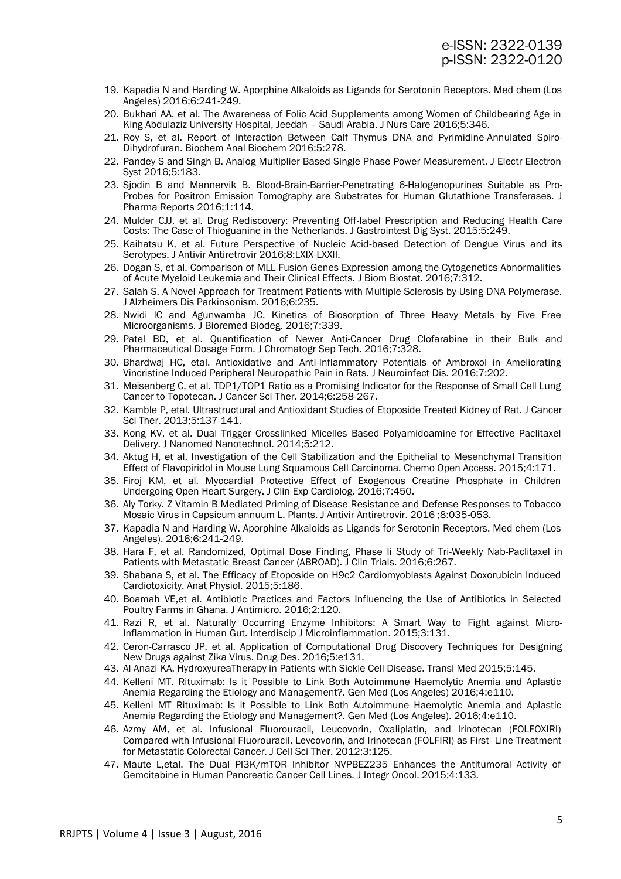19. Kapadia N and Harding W. Aporphine Alkaloids as Ligands for Serotonin Receptors. Med chem (Los Angeles) 2016;6:241-249.
20. Bukhari AA, et al. The Awareness of Folic Acid Supplements among Women of Childbearing Age in King Abdulaziz University Hospital, Jeedah – Saudi Arabia. J Nurs Care 2016;5:346.
21. Roy S, et al. Report of Interaction Between Calf Thymus DNA and Pyrimidine-Annulated Spiro-Dihydrofuran. Biochem Anal Biochem 2016;5:278.
22. Pandey S and Singh B. Analog Multiplier Based Single Phase Power Measurement. J Electr Electron Syst 2016;5:183.
23. Sjodin B and Mannervik B. Blood-Brain-Barrier-Penetrating 6-Halogenopurines Suitable as Pro-Probes for Positron Emission Tomography are Substrates for Human Glutathione Transferases. J Pharma Reports 2016;1:114.
24. Mulder CJJ, et al. Drug Rediscovery: Preventing Off-label Prescription and Reducing Health Care Costs: The Case of Thioguanine in the Netherlands. J Gastrointest Dig Syst. 2015;5:249.
25. Kaihatsu K, et al. Future Perspective of Nucleic Acid-based Detection of Dengue Virus and its Serotypes. J Antivir Antiretrovir 2016;8:LXIX-LXXII.
26. Dogan S, et al. Comparison of MLL Fusion Genes Expression among the Cytogenetics Abnormalities of Acute Myeloid Leukemia and Their Clinical Effects. J Biom Biostat. 2016;7:312.
27. Salah S. A Novel Approach for Treatment Patients with Multiple Sclerosis by Using DNA Polymerase. J Alzheimers Dis Parkinsonism. 2016;6:235.
28. Nwidi IC and Agunwamba JC. Kinetics of Biosorption of Three Heavy Metals by Five Free Microorganisms. J Bioremed Biodeg. 2016;7:339.
29. Patel BD, et al. Quantification of Newer Anti-Cancer Drug Clofarabine in their Bulk and Pharmaceutical Dosage Form. J Chromatogr Sep Tech. 2016;7:328.
30. Bhardwaj HC, etal. Antioxidative and Anti-Inflammatory Potentials of Ambroxol in Ameliorating Vincristine Induced Peripheral Neuropathic Pain in Rats. J Neuroinfect Dis. 2016;7:202.
31. Meisenberg C, et al. TDP1/TOP1 Ratio as a Promising Indicator for the Response of Small Cell Lung Cancer to Topotecan. J Cancer Sci Ther. 2014;6:258-267.
32. Kamble P, etal. Ultrastructural and Antioxidant Studies of Etoposide Treated Kidney of Rat. J Cancer Sci Ther. 2013;5:137-141.
33. Kong KV, et al. Dual Trigger Crosslinked Micelles Based Polyamidoamine for Effective Paclitaxel Delivery. J Nanomed Nanotechnol. 2014;5:212.
34. Aktug H, et al. Investigation of the Cell Stabilization and the Epithelial to Mesenchymal Transition Effect of Flavopiridol in Mouse Lung Squamous Cell Carcinoma. Chemo Open Access. 2015;4:171.
35. Firoj KM, et al. Myocardial Protective Effect of Exogenous Creatine Phosphate in Children Undergoing Open Heart Surgery. J Clin Exp Cardiolog. 2016;7:450.
36. Aly Torky. Z Vitamin B Mediated Priming of Disease Resistance and Defense Responses to Tobacco Mosaic Virus in Capsicum annuum L. Plants. J Antivir Antiretrovir. 2016 ;8:035-053.
37. Kapadia N and Harding W. Aporphine Alkaloids as Ligands for Serotonin Receptors. Med chem (Los Angeles). 2016;6:241-249.
38. Hara F, et al. Randomized, Optimal Dose Finding, Phase Ii Study of Tri-Weekly Nab-Paclitaxel in Patients with Metastatic Breast Cancer (ABROAD). J Clin Trials. 2016;6:267.
39. Shabana S, et al. The Efficacy of Etoposide on H9c2 Cardiomyoblasts Against Doxorubicin Induced Cardiotoxicity. Anat Physiol. 2015;5:186.
40. Boamah VE,et al. Antibiotic Practices and Factors Influencing the Use of Antibiotics in Selected Poultry Farms in Ghana. J Antimicro. 2016;2:120.
41. Razi R, et al. Naturally Occurring Enzyme Inhibitors: A Smart Way to Fight against Micro-Inflammation in Human Gut. Interdiscip J Microinflammation. 2015;3:131.
42. Ceron-Carrasco JP, et al. Application of Computational Drug Discovery Techniques for Designing New Drugs against Zika Virus. Drug Des. 2016;5:e131.
43. Al-Anazi KA. HydroxyureaTherapy in Patients with Sickle Cell Disease. Transl Med 2015;5:145.
44. Kelleni MT. Rituximab: Is it Possible to Link Both Autoimmune Haemolytic Anemia and Aplastic Anemia Regarding the Etiology and Management?. Gen Med (Los Angeles) 2016;4:e110.
45. Kelleni MT Rituximab: Is it Possible to Link Both Autoimmune Haemolytic Anemia and Aplastic Anemia Regarding the Etiology and Management?. Gen Med (Los Angeles). 2016;4:e110.
46. Azmy AM, et al. Infusional Fluorouracil, Leucovorin, Oxaliplatin, and Irinotecan (FOLFOXIRI) Compared with Infusional Fluorouracil, Levcovorin, and Irinotecan (FOLFIRI) as First- Line Treatment for Metastatic Colorectal Cancer. J Cell Sci Ther. 2012;3:125.
47. Maute L,etal. The Dual PI3K/mTOR Inhibitor NVPBEZ235 Enhances the Antitumoral Activity of Gemcitabine in Human Pancreatic Cancer Cell Lines. J Integr Oncol. 2015;4:133.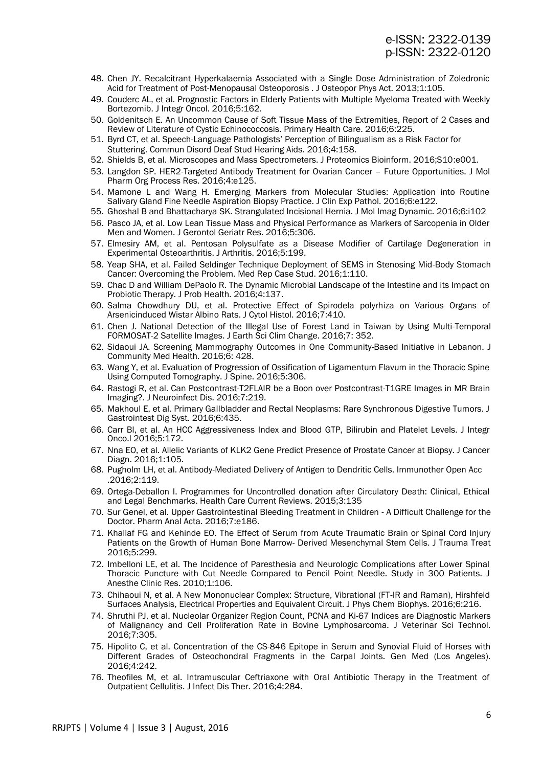48. Chen JY. Recalcitrant Hyperkalaemia Associated with a Single Dose Administration of Zoledronic Acid for Treatment of Post-Menopausal Osteoporosis . J Osteopor Phys Act. 2013;1:105.
49. Couderc AL, et al. Prognostic Factors in Elderly Patients with Multiple Myeloma Treated with Weekly Bortezomib. J Integr Oncol. 2016;5:162.
50. Goldenitsch E. An Uncommon Cause of Soft Tissue Mass of the Extremities, Report of 2 Cases and Review of Literature of Cystic Echinococcosis. Primary Health Care. 2016;6:225.
51. Byrd CT, et al. Speech-Language Pathologists' Perception of Bilingualism as a Risk Factor for Stuttering. Commun Disord Deaf Stud Hearing Aids. 2016;4:158.
52. Shields B, et al. Microscopes and Mass Spectrometers. J Proteomics Bioinform. 2016;S10:e001.
53. Langdon SP. HER2-Targeted Antibody Treatment for Ovarian Cancer – Future Opportunities. J Mol Pharm Org Process Res. 2016;4:e125.
54. Mamone L and Wang H. Emerging Markers from Molecular Studies: Application into Routine Salivary Gland Fine Needle Aspiration Biopsy Practice. J Clin Exp Pathol. 2016;6:e122.
55. Ghoshal B and Bhattacharya SK. Strangulated Incisional Hernia. J Mol Imag Dynamic. 2016;6:i102
56. Pasco JA, et al. Low Lean Tissue Mass and Physical Performance as Markers of Sarcopenia in Older Men and Women. J Gerontol Geriatr Res. 2016;5:306.
57. Elmesiry AM, et al. Pentosan Polysulfate as a Disease Modifier of Cartilage Degeneration in Experimental Osteoarthritis. J Arthritis. 2016;5:199.
58. Yeap SHA, et al. Failed Seldinger Technique Deployment of SEMS in Stenosing Mid-Body Stomach Cancer: Overcoming the Problem. Med Rep Case Stud. 2016;1:110.
59. Chac D and William DePaolo R. The Dynamic Microbial Landscape of the Intestine and its Impact on Probiotic Therapy. J Prob Health. 2016;4:137.
60. Salma Chowdhury DU, et al. Protective Effect of Spirodela polyrhiza on Various Organs of Arsenicinduced Wistar Albino Rats. J Cytol Histol. 2016;7:410.
61. Chen J. National Detection of the Illegal Use of Forest Land in Taiwan by Using Multi-Temporal FORMOSAT-2 Satellite Images. J Earth Sci Clim Change. 2016;7: 352.
62. Sidaoui JA. Screening Mammography Outcomes in One Community-Based Initiative in Lebanon. J Community Med Health. 2016;6: 428.
63. Wang Y, et al. Evaluation of Progression of Ossification of Ligamentum Flavum in the Thoracic Spine Using Computed Tomography. J Spine. 2016;5:306.
64. Rastogi R, et al. Can Postcontrast-T2FLAIR be a Boon over Postcontrast-T1GRE Images in MR Brain Imaging?. J Neuroinfect Dis. 2016;7:219.
65. Makhoul E, et al. Primary Gallbladder and Rectal Neoplasms: Rare Synchronous Digestive Tumors. J Gastrointest Dig Syst. 2016;6:435.
66. Carr BI, et al. An HCC Aggressiveness Index and Blood GTP, Bilirubin and Platelet Levels. J Integr Onco.l 2016;5:172.
67. Nna EO, et al. Allelic Variants of KLK2 Gene Predict Presence of Prostate Cancer at Biopsy. J Cancer Diagn. 2016;1:105.
68. Pugholm LH, et al. Antibody-Mediated Delivery of Antigen to Dendritic Cells. Immunother Open Acc .2016;2:119.
69. Ortega-Deballon I. Programmes for Uncontrolled donation after Circulatory Death: Clinical, Ethical and Legal Benchmarks. Health Care Current Reviews. 2015;3:135
70. Sur Genel, et al. Upper Gastrointestinal Bleeding Treatment in Children - A Difficult Challenge for the Doctor. Pharm Anal Acta. 2016;7:e186.
71. Khallaf FG and Kehinde EO. The Effect of Serum from Acute Traumatic Brain or Spinal Cord Injury Patients on the Growth of Human Bone Marrow- Derived Mesenchymal Stem Cells. J Trauma Treat 2016;5:299.
72. Imbelloni LE, et al. The Incidence of Paresthesia and Neurologic Complications after Lower Spinal Thoracic Puncture with Cut Needle Compared to Pencil Point Needle. Study in 300 Patients. J Anesthe Clinic Res. 2010;1:106.
73. Chihaoui N, et al. A New Mononuclear Complex: Structure, Vibrational (FT-IR and Raman), Hirshfeld Surfaces Analysis, Electrical Properties and Equivalent Circuit. J Phys Chem Biophys. 2016;6:216.
74. Shruthi PJ, et al. Nucleolar Organizer Region Count, PCNA and Ki-67 Indices are Diagnostic Markers of Malignancy and Cell Proliferation Rate in Bovine Lymphosarcoma. J Veterinar Sci Technol. 2016;7:305.
75. Hipolito C, et al. Concentration of the CS-846 Epitope in Serum and Synovial Fluid of Horses with Different Grades of Osteochondral Fragments in the Carpal Joints. Gen Med (Los Angeles). 2016;4:242.
76. Theofiles M, et al. Intramuscular Ceftriaxone with Oral Antibiotic Therapy in the Treatment of Outpatient Cellulitis. J Infect Dis Ther. 2016;4:284.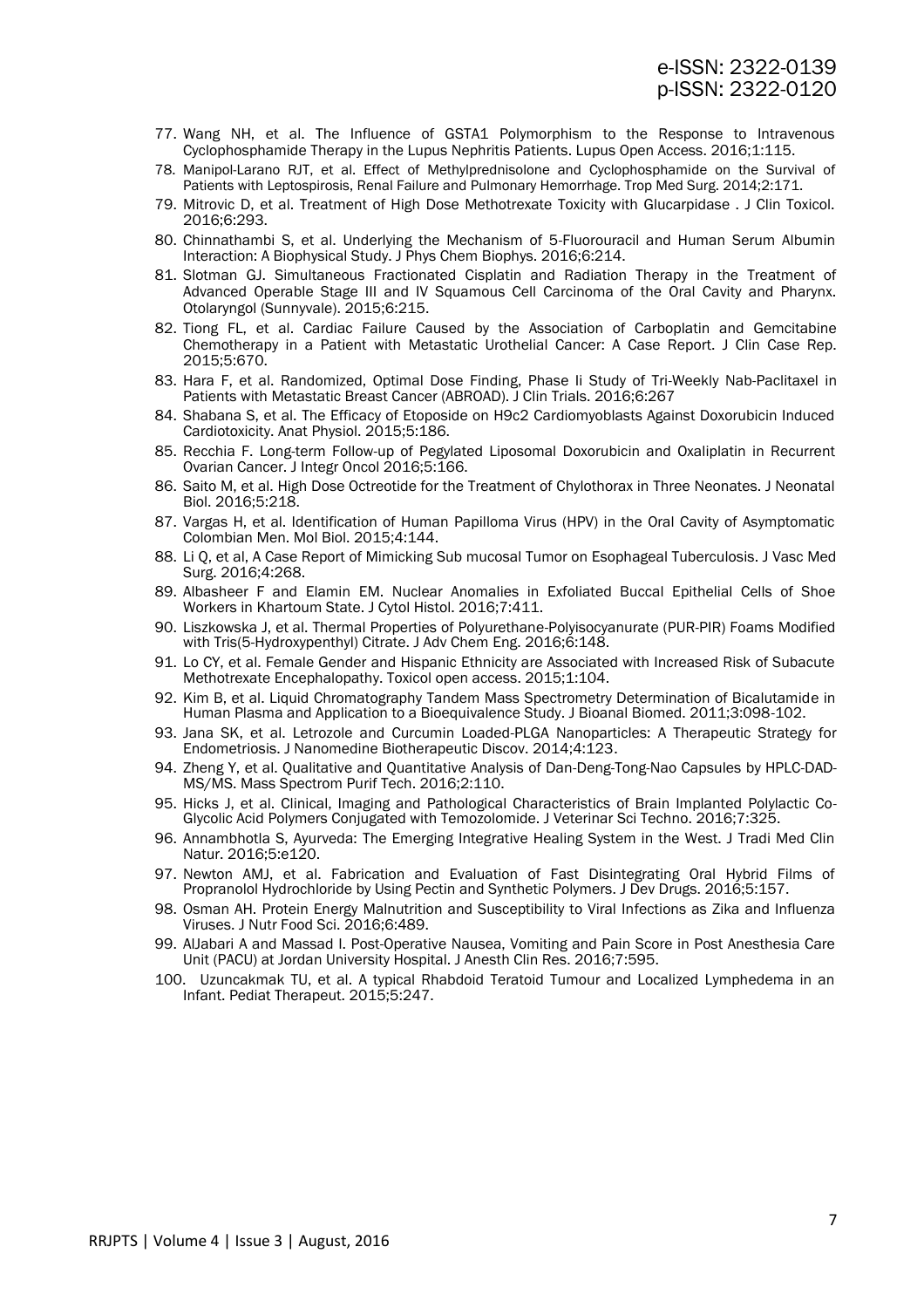77. Wang NH, et al. The Influence of GSTA1 Polymorphism to the Response to Intravenous Cyclophosphamide Therapy in the Lupus Nephritis Patients. Lupus Open Access. 2016;1:115.
78. Manipol-Larano RJT, et al. Effect of Methylprednisolone and Cyclophosphamide on the Survival of Patients with Leptospirosis, Renal Failure and Pulmonary Hemorrhage. Trop Med Surg. 2014;2:171.
79. Mitrovic D, et al. Treatment of High Dose Methotrexate Toxicity with Glucarpidase . J Clin Toxicol. 2016;6:293.
80. Chinnathambi S, et al. Underlying the Mechanism of 5-Fluorouracil and Human Serum Albumin Interaction: A Biophysical Study. J Phys Chem Biophys. 2016;6:214.
81. Slotman GJ. Simultaneous Fractionated Cisplatin and Radiation Therapy in the Treatment of Advanced Operable Stage III and IV Squamous Cell Carcinoma of the Oral Cavity and Pharynx. Otolaryngol (Sunnyvale). 2015;6:215.
82. Tiong FL, et al. Cardiac Failure Caused by the Association of Carboplatin and Gemcitabine Chemotherapy in a Patient with Metastatic Urothelial Cancer: A Case Report. J Clin Case Rep. 2015;5:670.
83. Hara F, et al. Randomized, Optimal Dose Finding, Phase Ii Study of Tri-Weekly Nab-Paclitaxel in Patients with Metastatic Breast Cancer (ABROAD). J Clin Trials. 2016;6:267
84. Shabana S, et al. The Efficacy of Etoposide on H9c2 Cardiomyoblasts Against Doxorubicin Induced Cardiotoxicity. Anat Physiol. 2015;5:186.
85. Recchia F. Long-term Follow-up of Pegylated Liposomal Doxorubicin and Oxaliplatin in Recurrent Ovarian Cancer. J Integr Oncol 2016;5:166.
86. Saito M, et al. High Dose Octreotide for the Treatment of Chylothorax in Three Neonates. J Neonatal Biol. 2016;5:218.
87. Vargas H, et al. Identification of Human Papilloma Virus (HPV) in the Oral Cavity of Asymptomatic Colombian Men. Mol Biol. 2015;4:144.
88. Li Q, et al, A Case Report of Mimicking Sub mucosal Tumor on Esophageal Tuberculosis. J Vasc Med Surg. 2016;4:268.
89. Albasheer F and Elamin EM. Nuclear Anomalies in Exfoliated Buccal Epithelial Cells of Shoe Workers in Khartoum State. J Cytol Histol. 2016;7:411.
90. Liszkowska J, et al. Thermal Properties of Polyurethane-Polyisocyanurate (PUR-PIR) Foams Modified with Tris(5-Hydroxypenthyl) Citrate. J Adv Chem Eng. 2016;6:148.
91. Lo CY, et al. Female Gender and Hispanic Ethnicity are Associated with Increased Risk of Subacute Methotrexate Encephalopathy. Toxicol open access. 2015;1:104.
92. Kim B, et al. Liquid Chromatography Tandem Mass Spectrometry Determination of Bicalutamide in Human Plasma and Application to a Bioequivalence Study. J Bioanal Biomed. 2011;3:098-102.
93. Jana SK, et al. Letrozole and Curcumin Loaded-PLGA Nanoparticles: A Therapeutic Strategy for Endometriosis. J Nanomedine Biotherapeutic Discov. 2014;4:123.
94. Zheng Y, et al. Qualitative and Quantitative Analysis of Dan-Deng-Tong-Nao Capsules by HPLC-DAD-MS/MS. Mass Spectrom Purif Tech. 2016;2:110.
95. Hicks J, et al. Clinical, Imaging and Pathological Characteristics of Brain Implanted Polylactic Co-Glycolic Acid Polymers Conjugated with Temozolomide. J Veterinar Sci Techno. 2016;7:325.
96. Annambhotla S, Ayurveda: The Emerging Integrative Healing System in the West. J Tradi Med Clin Natur. 2016;5:e120.
97. Newton AMJ, et al. Fabrication and Evaluation of Fast Disintegrating Oral Hybrid Films of Propranolol Hydrochloride by Using Pectin and Synthetic Polymers. J Dev Drugs. 2016;5:157.
98. Osman AH. Protein Energy Malnutrition and Susceptibility to Viral Infections as Zika and Influenza Viruses. J Nutr Food Sci. 2016;6:489.
99. AlJabari A and Massad I. Post-Operative Nausea, Vomiting and Pain Score in Post Anesthesia Care Unit (PACU) at Jordan University Hospital. J Anesth Clin Res. 2016;7:595.
100. Uzuncakmak TU, et al. A typical Rhabdoid Teratoid Tumour and Localized Lymphedema in an Infant. Pediat Therapeut. 2015;5:247.